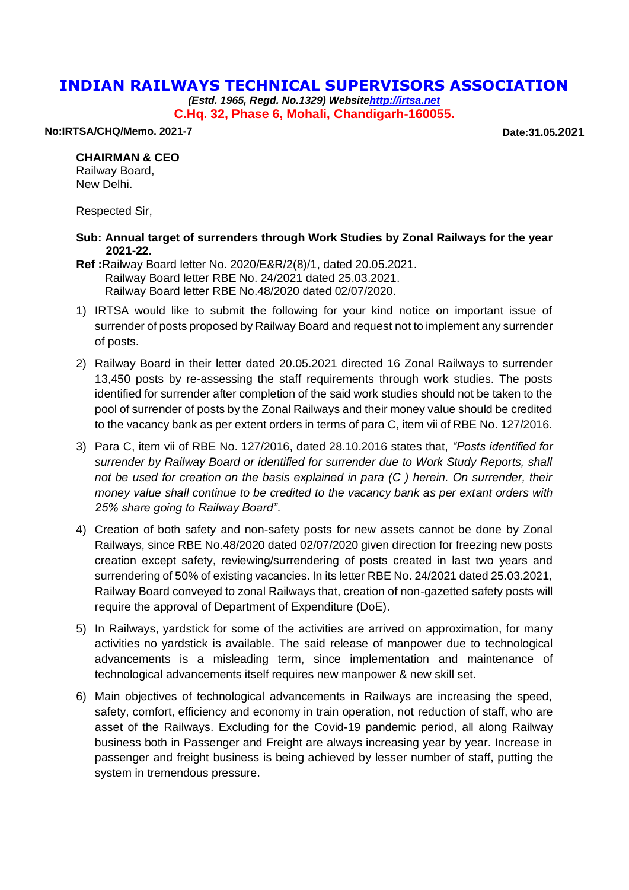# INDIAN RAILWAYS TECHNICAL SUPERVISORS ASSOCIATION

***(Estd. 1965, Regd. No.1329) Website*** ***http://irtsa.net***

**C.Hq. 32, Phase 6, Mohali, Chandigarh-160055.**

**No:IRTSA/CHQ/Memo. 2021-7** **Date:31.05.2021**

**CHAIRMAN & CEO**
Railway Board,
New Delhi.

Respected Sir,

**Sub: Annual target of surrenders through Work Studies by Zonal Railways for the year 2021-22.**

**Ref :** Railway Board letter No. 2020/E&R/2(8)/1, dated 20.05.2021.
Railway Board letter RBE No. 24/2021 dated 25.03.2021.
Railway Board letter RBE No.48/2020 dated 02/07/2020.

1) IRTSA would like to submit the following for your kind notice on important issue of surrender of posts proposed by Railway Board and request not to implement any surrender of posts.

2) Railway Board in their letter dated 20.05.2021 directed 16 Zonal Railways to surrender 13,450 posts by re-assessing the staff requirements through work studies. The posts identified for surrender after completion of the said work studies should not be taken to the pool of surrender of posts by the Zonal Railways and their money value should be credited to the vacancy bank as per extent orders in terms of para C, item vii of RBE No. 127/2016.

3) Para C, item vii of RBE No. 127/2016, dated 28.10.2016 states that, *"Posts identified for surrender by Railway Board or identified for surrender due to Work Study Reports, shall not be used for creation on the basis explained in para (C ) herein. On surrender, their money value shall continue to be credited to the vacancy bank as per extant orders with 25% share going to Railway Board"*.

4) Creation of both safety and non-safety posts for new assets cannot be done by Zonal Railways, since RBE No.48/2020 dated 02/07/2020 given direction for freezing new posts creation except safety, reviewing/surrendering of posts created in last two years and surrendering of 50% of existing vacancies. In its letter RBE No. 24/2021 dated 25.03.2021, Railway Board conveyed to zonal Railways that, creation of non-gazetted safety posts will require the approval of Department of Expenditure (DoE).

5) In Railways, yardstick for some of the activities are arrived on approximation, for many activities no yardstick is available. The said release of manpower due to technological advancements is a misleading term, since implementation and maintenance of technological advancements itself requires new manpower & new skill set.

6) Main objectives of technological advancements in Railways are increasing the speed, safety, comfort, efficiency and economy in train operation, not reduction of staff, who are asset of the Railways. Excluding for the Covid-19 pandemic period, all along Railway business both in Passenger and Freight are always increasing year by year. Increase in passenger and freight business is being achieved by lesser number of staff, putting the system in tremendous pressure.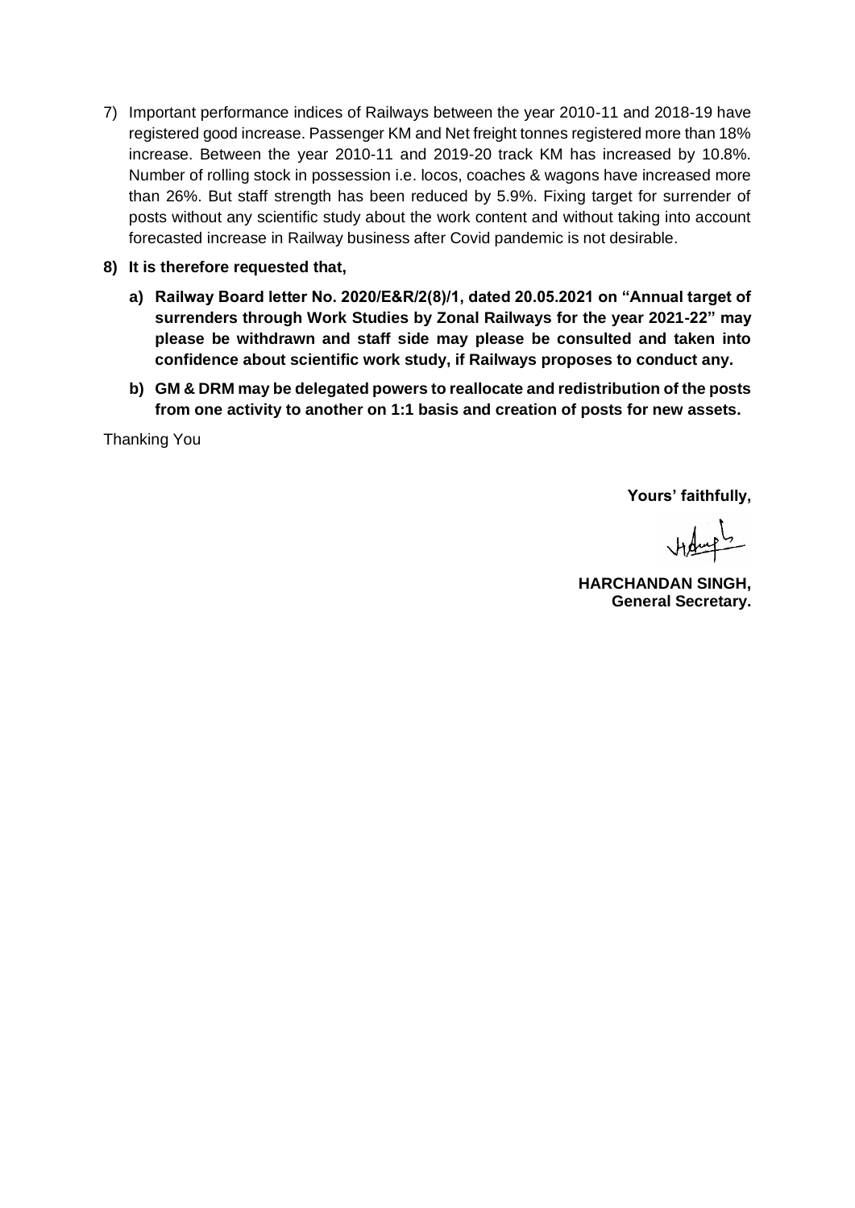7) Important performance indices of Railways between the year 2010-11 and 2018-19 have registered good increase. Passenger KM and Net freight tonnes registered more than 18% increase. Between the year 2010-11 and 2019-20 track KM has increased by 10.8%. Number of rolling stock in possession i.e. locos, coaches & wagons have increased more than 26%. But staff strength has been reduced by 5.9%. Fixing target for surrender of posts without any scientific study about the work content and without taking into account forecasted increase in Railway business after Covid pandemic is not desirable.

**8) It is therefore requested that,**

**a) Railway Board letter No. 2020/E&R/2(8)/1, dated 20.05.2021 on "Annual target of surrenders through Work Studies by Zonal Railways for the year 2021-22" may please be withdrawn and staff side may please be consulted and taken into confidence about scientific work study, if Railways proposes to conduct any.**

**b) GM & DRM may be delegated powers to reallocate and redistribution of the posts from one activity to another on 1:1 basis and creation of posts for new assets.**

Thanking You

**Yours' faithfully,**

**HARCHANDAN SINGH,**
**General Secretary.**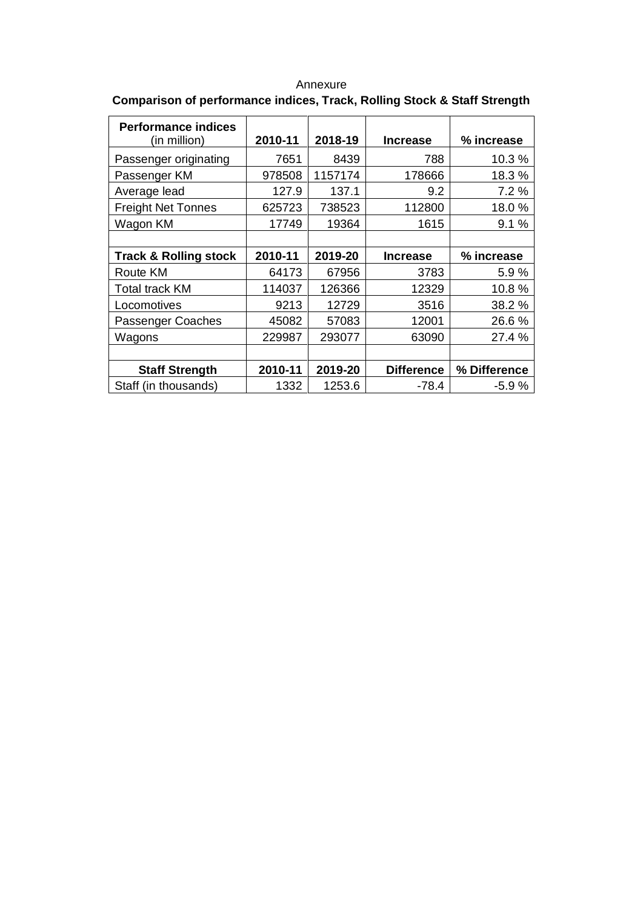Annexure

**Comparison of performance indices, Track, Rolling Stock & Staff Strength**

| **Performance indices** (in million) | **2010-11** | **2018-19** | **Increase** | **% increase** |
|---|---|---|---|---|
| Passenger originating | 7651 | 8439 | 788 | 10.3 % |
| Passenger KM | 978508 | 1157174 | 178666 | 18.3 % |
| Average lead | 127.9 | 137.1 | 9.2 | 7.2 % |
| Freight Net Tonnes | 625723 | 738523 | 112800 | 18.0 % |
| Wagon KM | 17749 | 19364 | 1615 | 9.1 % |
| | | | | |
| **Track & Rolling stock** | **2010-11** | **2019-20** | **Increase** | **% increase** |
| Route KM | 64173 | 67956 | 3783 | 5.9 % |
| Total track KM | 114037 | 126366 | 12329 | 10.8 % |
| Locomotives | 9213 | 12729 | 3516 | 38.2 % |
| Passenger Coaches | 45082 | 57083 | 12001 | 26.6 % |
| Wagons | 229987 | 293077 | 63090 | 27.4 % |
| | | | | |
| **Staff Strength** | **2010-11** | **2019-20** | **Difference** | **% Difference** |
| Staff (in thousands) | 1332 | 1253.6 | -78.4 | -5.9 % |